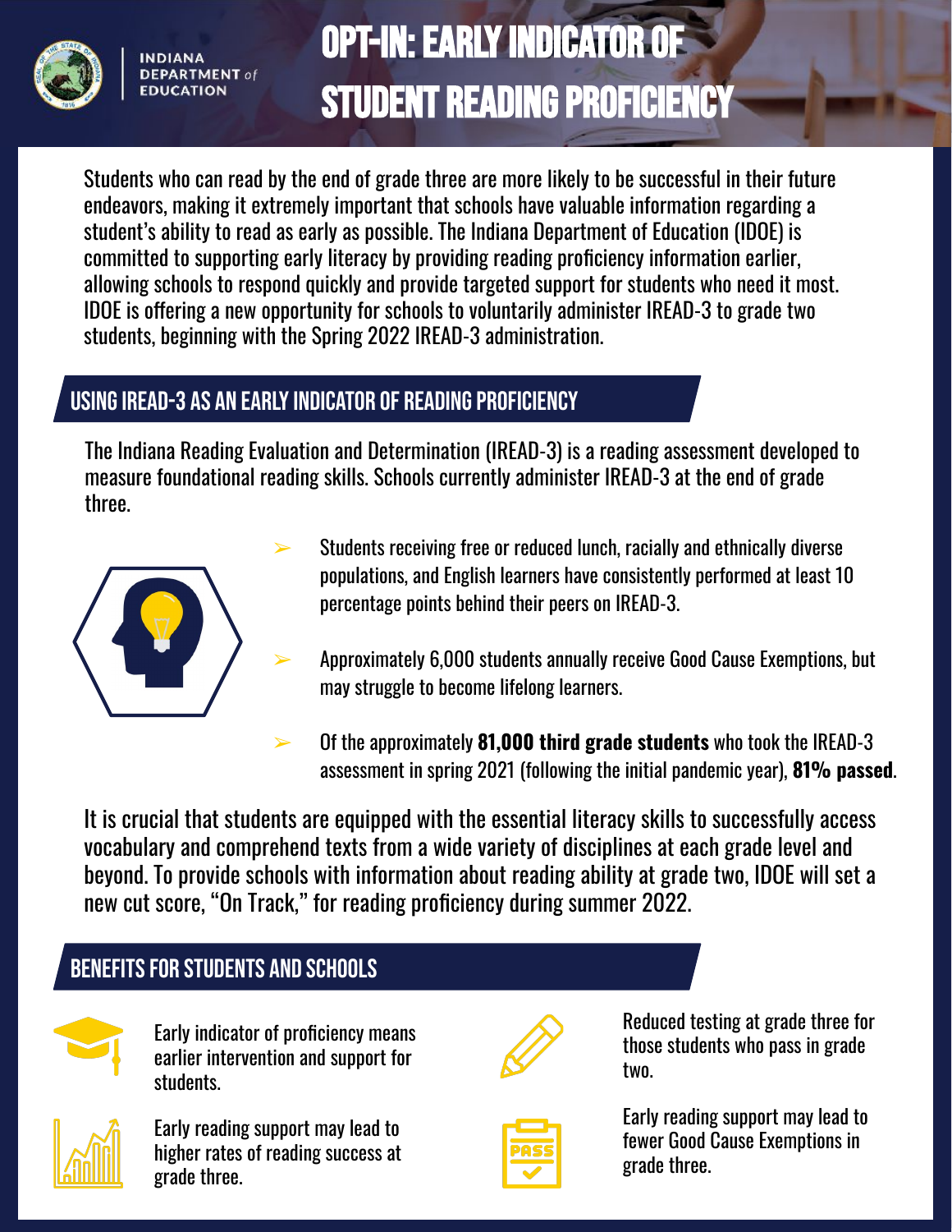INDIANA DEPARTMENT *of* EDUCATION

# OPT-IN: EARLY INDICATOR OF STUDENT READING PROFICIENCY

Students who can read by the end of grade three are more likely to be successful in their future endeavors, making it extremely important that schools have valuable information regarding a student's ability to read as early as possible. The Indiana Department of Education (IDOE) is committed to supporting early literacy by providing reading proficiency information earlier, allowing schools to respond quickly and provide targeted support for students who need it most. IDOE is offering a new opportunity for schools to voluntarily administer IREAD-3 to grade two students, beginning with the Spring 2022 IREAD-3 administration.

## USING IREAD-3 AS AN EARLY INDICATOR OF READING PROFICIENCY

The Indiana Reading Evaluation and Determination (IREAD-3) is a reading assessment developed to measure foundational reading skills. Schools currently administer IREAD-3 at the end of grade three.

- Students receiving free or reduced lunch, racially and ethnically diverse populations, and English learners have consistently performed at least 10 percentage points behind their peers on IREAD-3.
- Approximately 6,000 students annually receive Good Cause Exemptions, but may struggle to become lifelong learners.
- Of the approximately **81,000 third grade students** who took the IREAD-3 assessment in spring 2021 (following the initial pandemic year), **81% passed**.

It is crucial that students are equipped with the essential literacy skills to successfully access vocabulary and comprehend texts from a wide variety of disciplines at each grade level and beyond. To provide schools with information about reading ability at grade two, IDOE will set a new cut score, "On Track," for reading proficiency during summer 2022.

## BENEFITS FOR STUDENTS AND SCHOOLS

- Early indicator of proficiency means earlier intervention and support for students.
- Early reading support may lead to higher rates of reading success at grade three.
- Reduced testing at grade three for those students who pass in grade two.
- Early reading support may lead to fewer Good Cause Exemptions in grade three.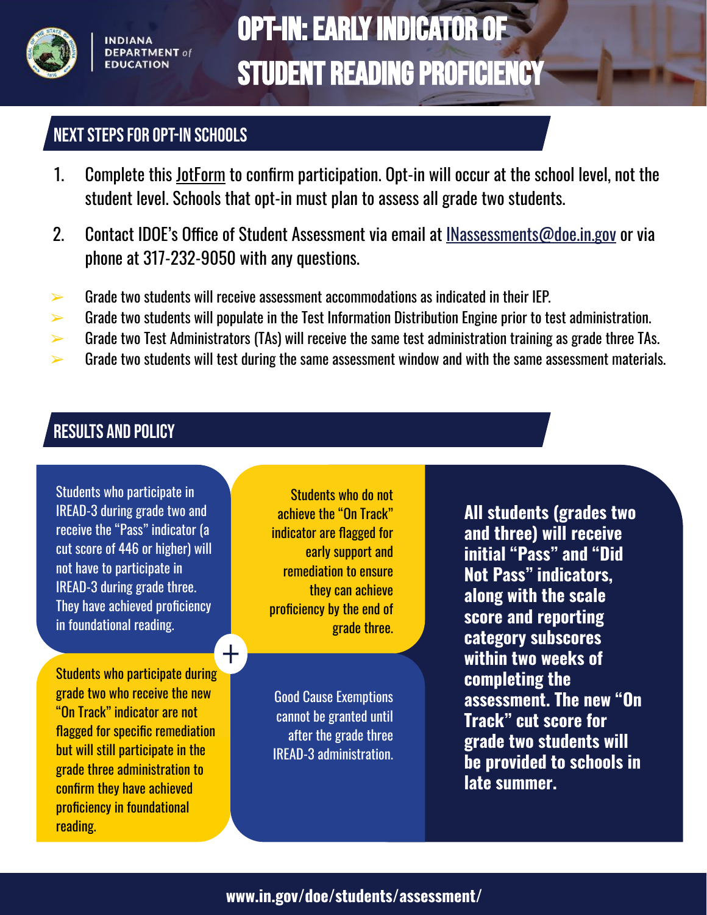INDIANA DEPARTMENT *of* EDUCATION

# OPT-IN: EARLY INDICATOR OF STUDENT READING PROFICIENCY

## NEXT STEPS FOR OPT-IN SCHOOLS

1. Complete this JotForm to confirm participation. Opt-in will occur at the school level, not the student level. Schools that opt-in must plan to assess all grade two students.
2. Contact IDOE's Office of Student Assessment via email at INassessments@doe.in.gov or via phone at 317-232-9050 with any questions.

- Grade two students will receive assessment accommodations as indicated in their IEP.
- Grade two students will populate in the Test Information Distribution Engine prior to test administration.
- Grade two Test Administrators (TAs) will receive the same test administration training as grade three TAs.
- Grade two students will test during the same assessment window and with the same assessment materials.

## RESULTS AND POLICY

Students who participate in IREAD-3 during grade two and receive the "Pass" indicator (a cut score of 446 or higher) will not have to participate in IREAD-3 during grade three. They have achieved proficiency in foundational reading.

Students who do not achieve the "On Track" indicator are flagged for early support and remediation to ensure they can achieve proficiency by the end of grade three.

Students who participate during grade two who receive the new "On Track" indicator are not flagged for specific remediation but will still participate in the grade three administration to confirm they have achieved proficiency in foundational reading.

Good Cause Exemptions cannot be granted until after the grade three IREAD-3 administration.

**All students (grades two and three) will receive initial "Pass" and "Did Not Pass" indicators, along with the scale score and reporting category subscores within two weeks of completing the assessment. The new "On Track" cut score for grade two students will be provided to schools in late summer.**

**www.in.gov/doe/students/assessment/**